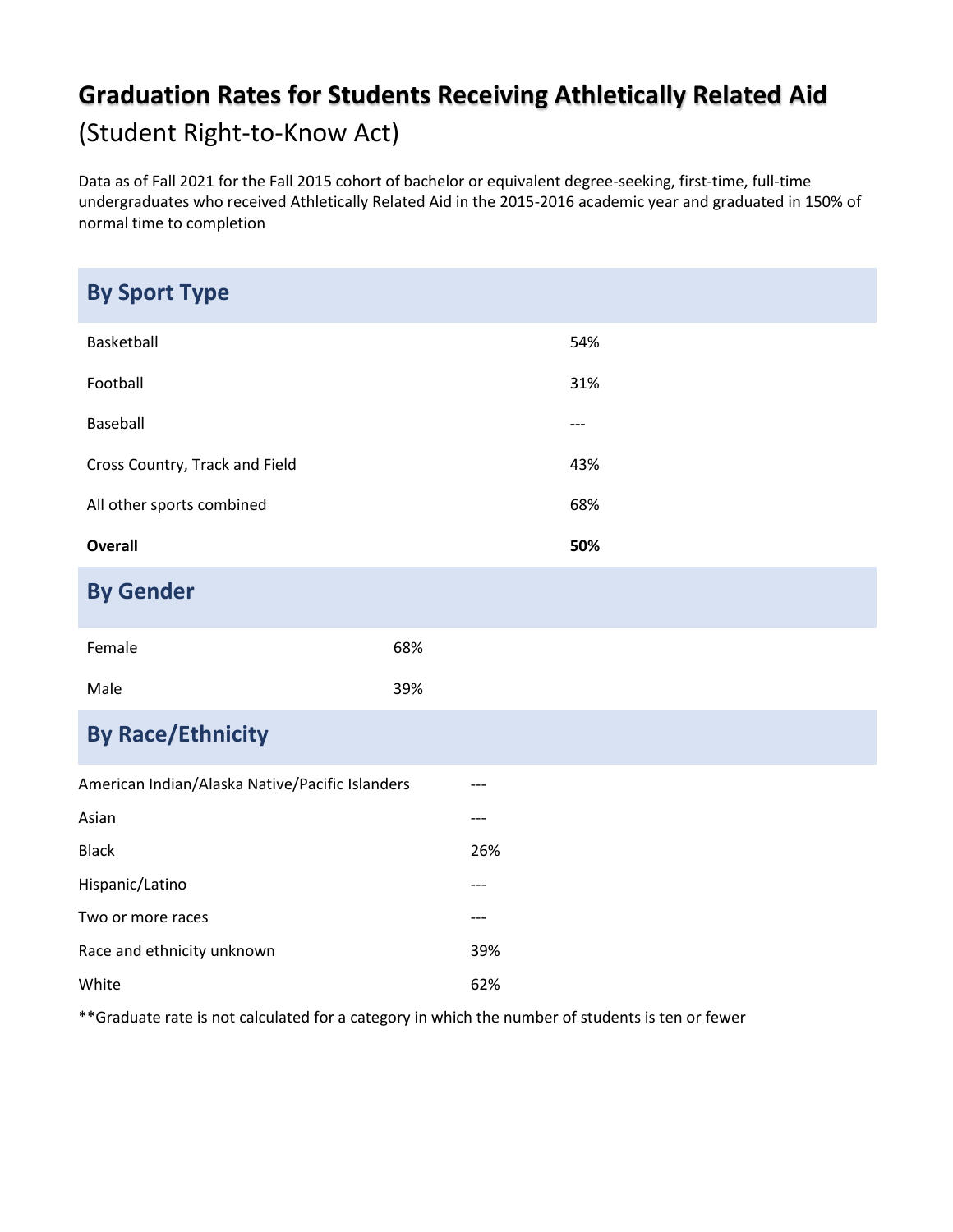# Graduation Rates for Students Receiving Athletically Related Aid

(Student Right-to-Know Act)

Data as of Fall 2021 for the Fall 2015 cohort of bachelor or equivalent degree-seeking, first-time, full-time undergraduates who received Athletically Related Aid in the 2015-2016 academic year and graduated in 150% of normal time to completion

## By Sport Type

| | |
|---|---|
| Basketball | 54% |
| Football | 31% |
| Baseball | --- |
| Cross Country, Track and Field | 43% |
| All other sports combined | 68% |
| **Overall** | **50%** |

## By Gender

| | |
|---|---|
| Female | 68% |
| Male | 39% |

## By Race/Ethnicity

| | |
|---|---|
| American Indian/Alaska Native/Pacific Islanders | --- |
| Asian | --- |
| Black | 26% |
| Hispanic/Latino | --- |
| Two or more races | --- |
| Race and ethnicity unknown | 39% |
| White | 62% |

**Graduate rate is not calculated for a category in which the number of students is ten or fewer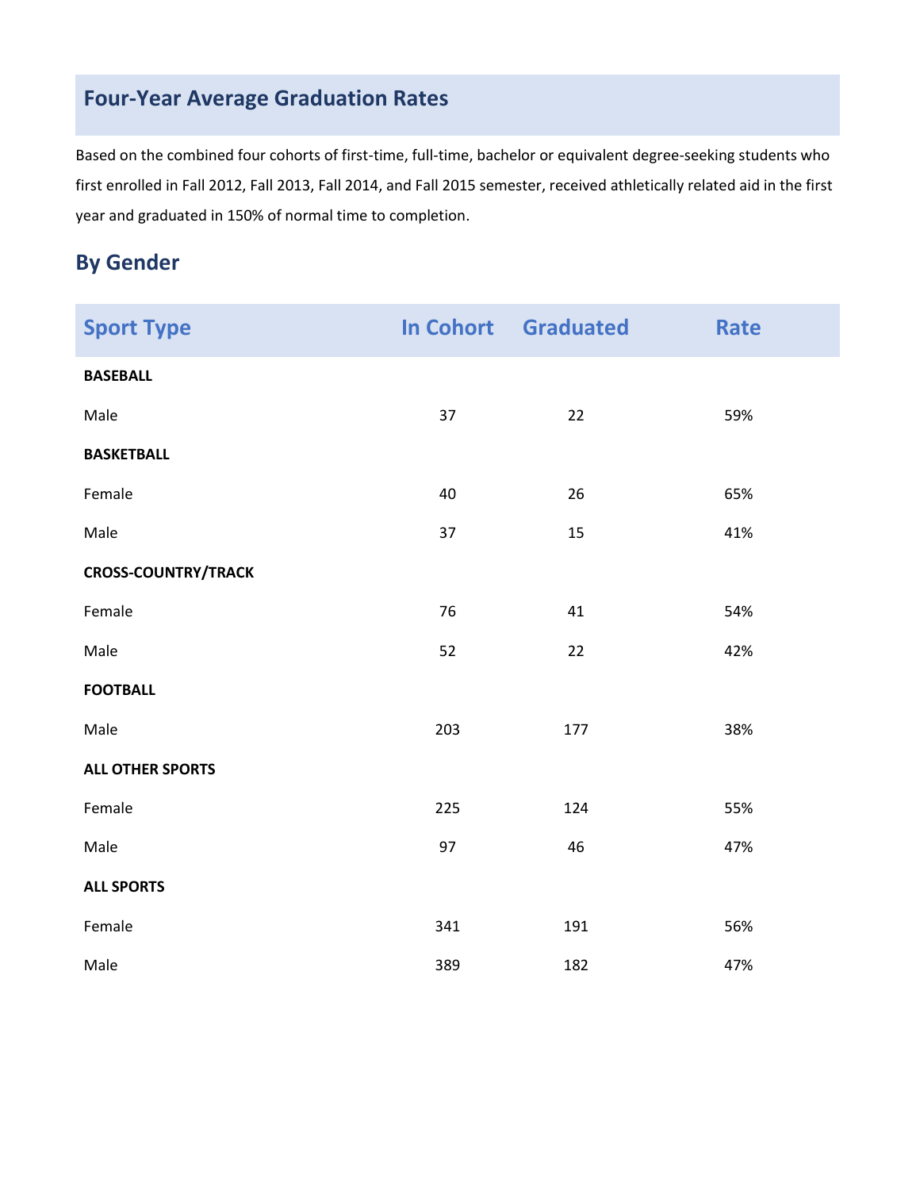## Four-Year Average Graduation Rates

Based on the combined four cohorts of first-time, full-time, bachelor or equivalent degree-seeking students who first enrolled in Fall 2012, Fall 2013, Fall 2014, and Fall 2015 semester, received athletically related aid in the first year and graduated in 150% of normal time to completion.

### By Gender

| Sport Type | In Cohort | Graduated | Rate |
|---|---|---|---|
| **BASEBALL** | | | |
| Male | 37 | 22 | 59% |
| **BASKETBALL** | | | |
| Female | 40 | 26 | 65% |
| Male | 37 | 15 | 41% |
| **CROSS-COUNTRY/TRACK** | | | |
| Female | 76 | 41 | 54% |
| Male | 52 | 22 | 42% |
| **FOOTBALL** | | | |
| Male | 203 | 177 | 38% |
| **ALL OTHER SPORTS** | | | |
| Female | 225 | 124 | 55% |
| Male | 97 | 46 | 47% |
| **ALL SPORTS** | | | |
| Female | 341 | 191 | 56% |
| Male | 389 | 182 | 47% |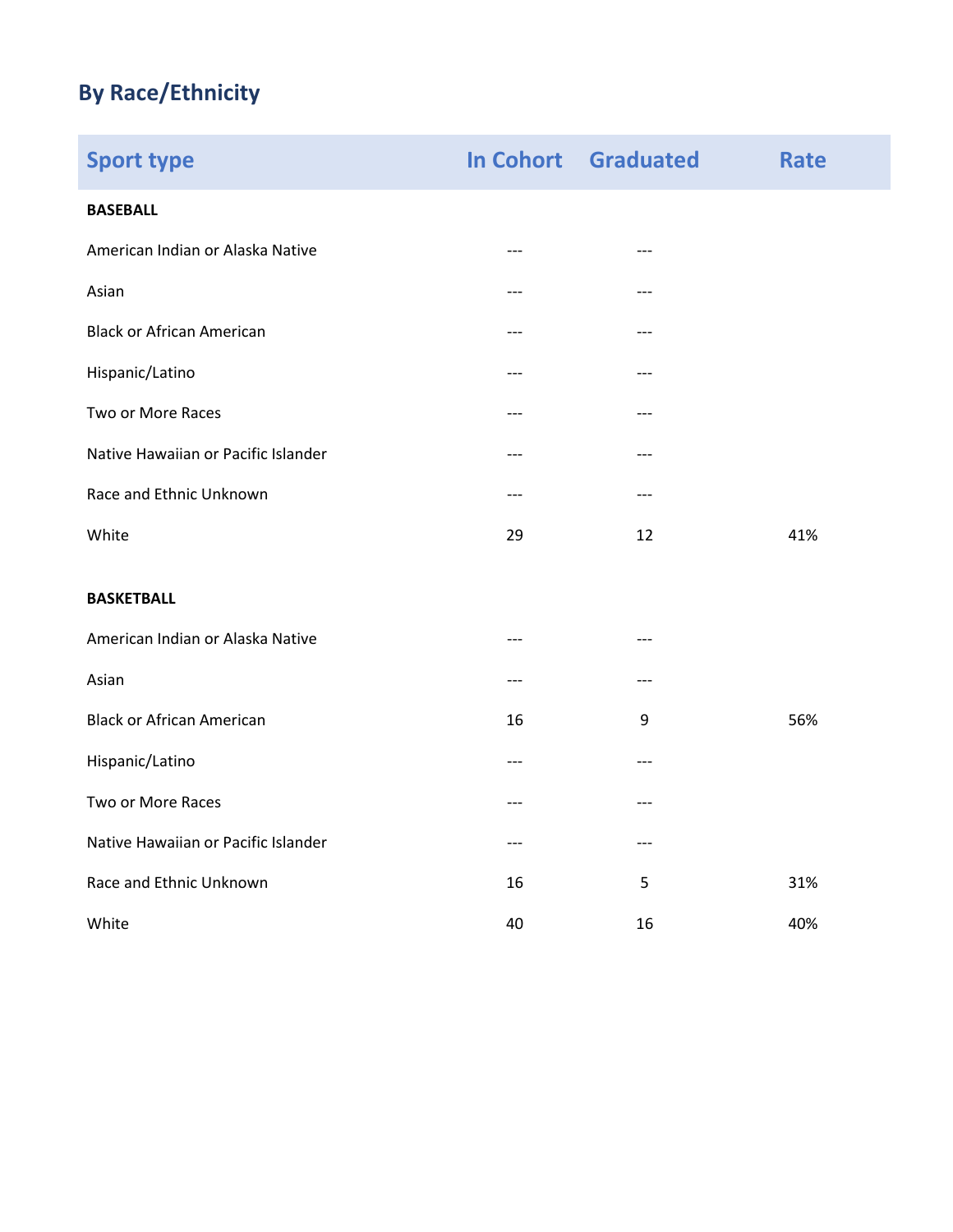## By Race/Ethnicity

| Sport type | In Cohort | Graduated | Rate |
|---|---|---|---|
| **BASEBALL** | | | |
| American Indian or Alaska Native | --- | --- | |
| Asian | --- | --- | |
| Black or African American | --- | --- | |
| Hispanic/Latino | --- | --- | |
| Two or More Races | --- | --- | |
| Native Hawaiian or Pacific Islander | --- | --- | |
| Race and Ethnic Unknown | --- | --- | |
| White | 29 | 12 | 41% |
| **BASKETBALL** | | | |
| American Indian or Alaska Native | --- | --- | |
| Asian | --- | --- | |
| Black or African American | 16 | 9 | 56% |
| Hispanic/Latino | --- | --- | |
| Two or More Races | --- | --- | |
| Native Hawaiian or Pacific Islander | --- | --- | |
| Race and Ethnic Unknown | 16 | 5 | 31% |
| White | 40 | 16 | 40% |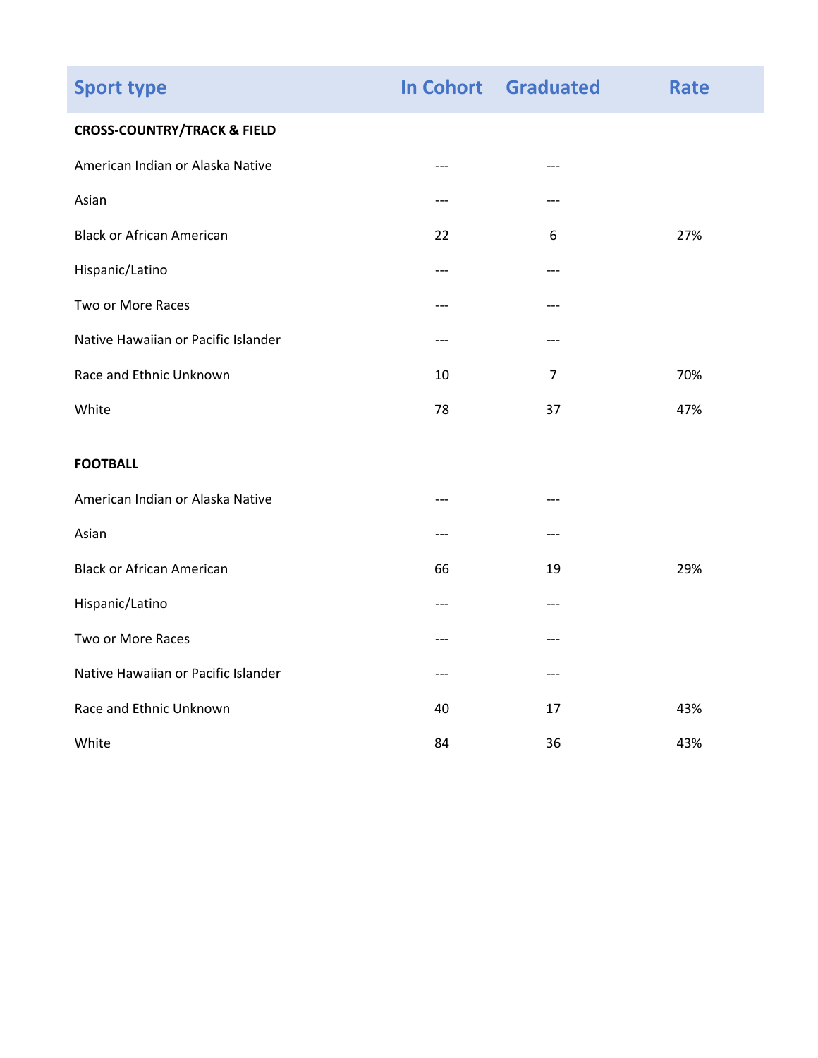| Sport type | In Cohort | Graduated | Rate |
|---|---|---|---|
| **CROSS-COUNTRY/TRACK & FIELD** | | | |
| American Indian or Alaska Native | --- | --- | |
| Asian | --- | --- | |
| Black or African American | 22 | 6 | 27% |
| Hispanic/Latino | --- | --- | |
| Two or More Races | --- | --- | |
| Native Hawaiian or Pacific Islander | --- | --- | |
| Race and Ethnic Unknown | 10 | 7 | 70% |
| White | 78 | 37 | 47% |
| **FOOTBALL** | | | |
| American Indian or Alaska Native | --- | --- | |
| Asian | --- | --- | |
| Black or African American | 66 | 19 | 29% |
| Hispanic/Latino | --- | --- | |
| Two or More Races | --- | --- | |
| Native Hawaiian or Pacific Islander | --- | --- | |
| Race and Ethnic Unknown | 40 | 17 | 43% |
| White | 84 | 36 | 43% |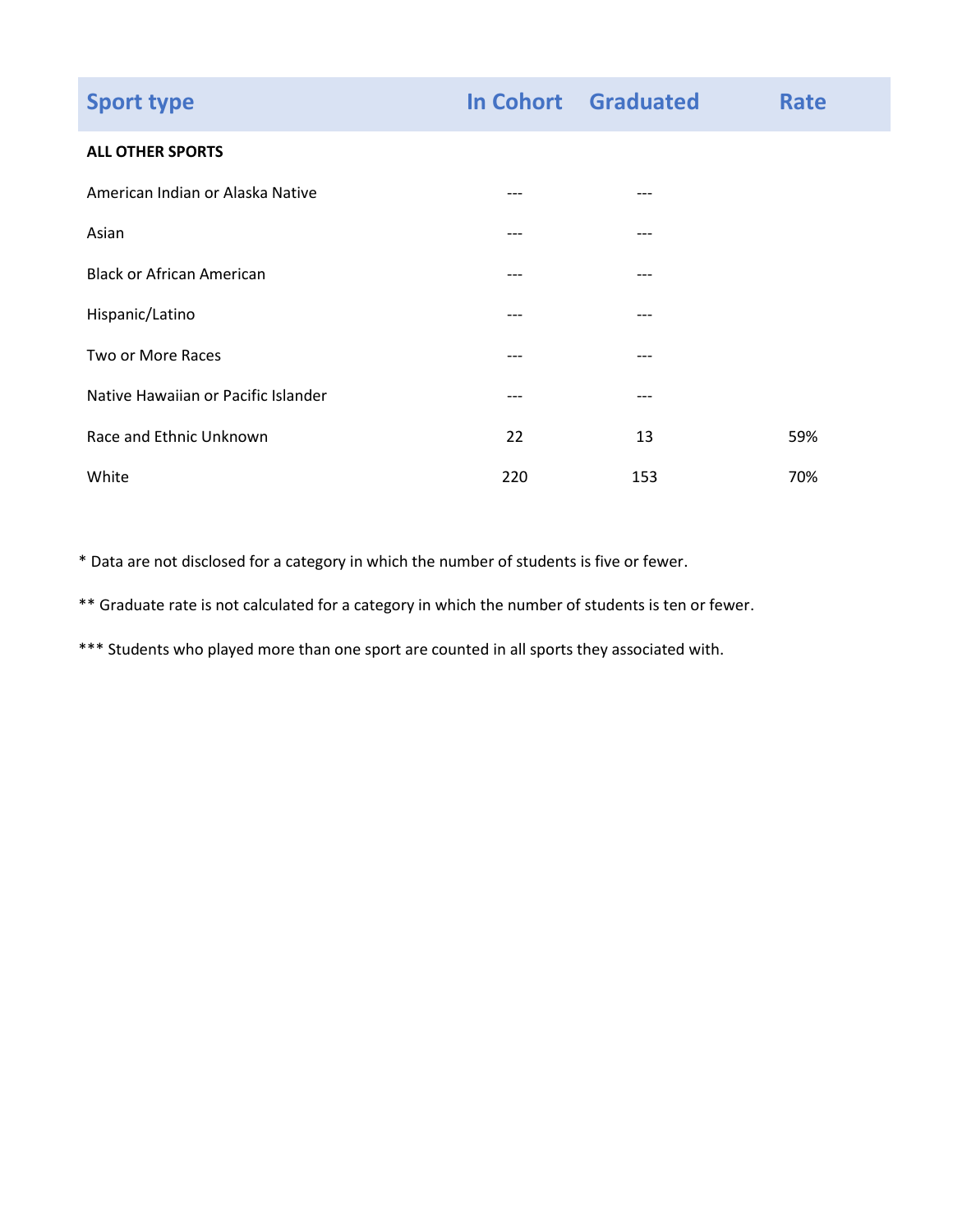| Sport type | In Cohort | Graduated | Rate |
|---|---|---|---|
| **ALL OTHER SPORTS** | | | |
| American Indian or Alaska Native | --- | --- | |
| Asian | --- | --- | |
| Black or African American | --- | --- | |
| Hispanic/Latino | --- | --- | |
| Two or More Races | --- | --- | |
| Native Hawaiian or Pacific Islander | --- | --- | |
| Race and Ethnic Unknown | 22 | 13 | 59% |
| White | 220 | 153 | 70% |

* Data are not disclosed for a category in which the number of students is five or fewer.

** Graduate rate is not calculated for a category in which the number of students is ten or fewer.

*** Students who played more than one sport are counted in all sports they associated with.